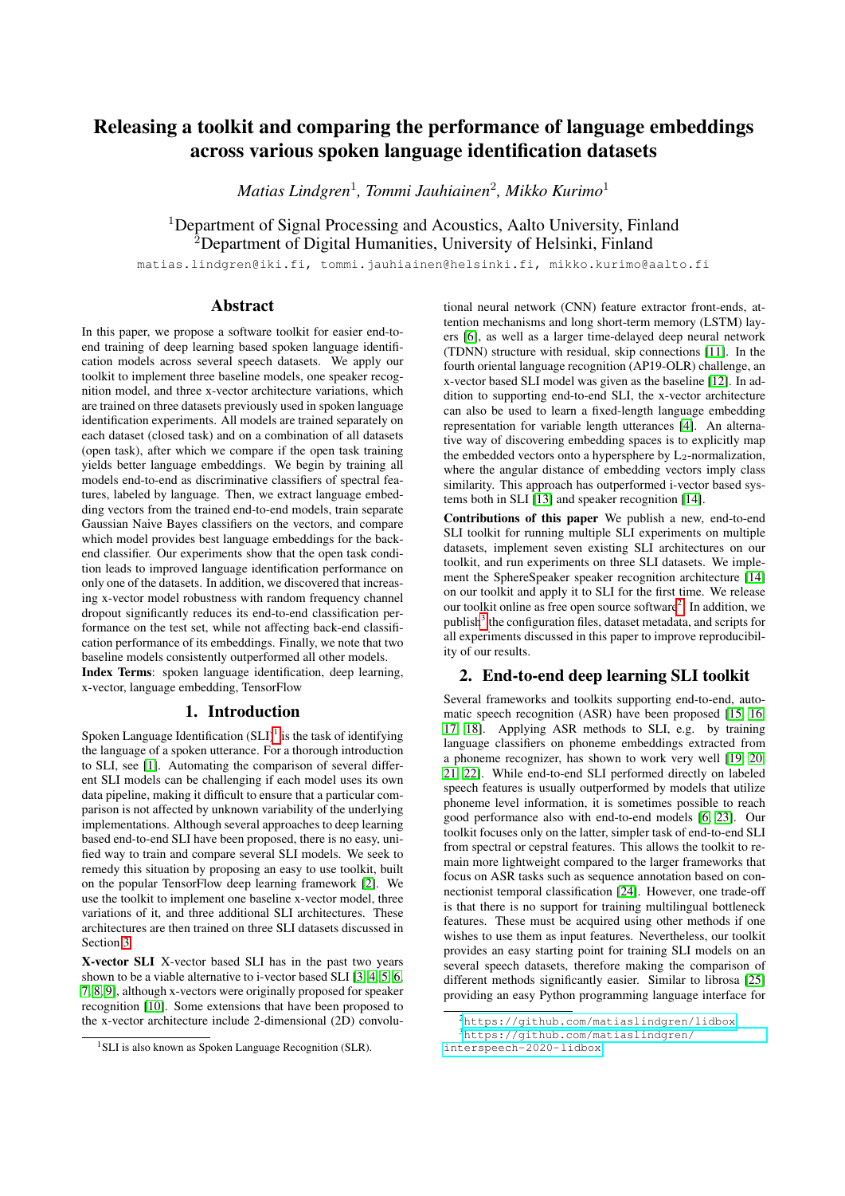# Releasing a toolkit and comparing the performance of language embeddings across various spoken language identification datasets

*Matias Lindgren*[1], *Tommi Jauhiainen*[2], *Mikko Kurimo*[1]

[1]Department of Signal Processing and Acoustics, Aalto University, Finland
[2]Department of Digital Humanities, University of Helsinki, Finland

matias.lindgren@iki.fi, tommi.jauhiainen@helsinki.fi, mikko.kurimo@aalto.fi

## Abstract

In this paper, we propose a software toolkit for easier end-to-end training of deep learning based spoken language identification models across several speech datasets. We apply our toolkit to implement three baseline models, one speaker recognition model, and three x-vector architecture variations, which are trained on three datasets previously used in spoken language identification experiments. All models are trained separately on each dataset (closed task) and on a combination of all datasets (open task), after which we compare if the open task training yields better language embeddings. We begin by training all models end-to-end as discriminative classifiers of spectral features, labeled by language. Then, we extract language embedding vectors from the trained end-to-end models, train separate Gaussian Naive Bayes classifiers on the vectors, and compare which model provides best language embeddings for the back-end classifier. Our experiments show that the open task condition leads to improved language identification performance on only one of the datasets. In addition, we discovered that increasing x-vector model robustness with random frequency channel dropout significantly reduces its end-to-end classification performance on the test set, while not affecting back-end classification performance of its embeddings. Finally, we note that two baseline models consistently outperformed all other models.

**Index Terms**: spoken language identification, deep learning, x-vector, language embedding, TensorFlow

## 1. Introduction

Spoken Language Identification (SLI)[1] is the task of identifying the language of a spoken utterance. For a thorough introduction to SLI, see [1]. Automating the comparison of several different SLI models can be challenging if each model uses its own data pipeline, making it difficult to ensure that a particular comparison is not affected by unknown variability of the underlying implementations. Although several approaches to deep learning based end-to-end SLI have been proposed, there is no easy, unified way to train and compare several SLI models. We seek to remedy this situation by proposing an easy to use toolkit, built on the popular TensorFlow deep learning framework [2]. We use the toolkit to implement one baseline x-vector model, three variations of it, and three additional SLI architectures. These architectures are then trained on three SLI datasets discussed in Section 3.

**X-vector SLI** X-vector based SLI has in the past two years shown to be a viable alternative to i-vector based SLI [3, 4, 5, 6, 7, 8, 9], although x-vectors were originally proposed for speaker recognition [10]. Some extensions that have been proposed to the x-vector architecture include 2-dimensional (2D) convolutional neural network (CNN) feature extractor front-ends, attention mechanisms and long short-term memory (LSTM) layers [6], as well as a larger time-delayed deep neural network (TDNN) structure with residual, skip connections [11]. In the fourth oriental language recognition (AP19-OLR) challenge, an x-vector based SLI model was given as the baseline [12]. In addition to supporting end-to-end SLI, the x-vector architecture can also be used to learn a fixed-length language embedding representation for variable length utterances [4]. An alternative way of discovering embedding spaces is to explicitly map the embedded vectors onto a hypersphere by $L_2$-normalization, where the angular distance of embedding vectors imply class similarity. This approach has outperformed i-vector based systems both in SLI [13] and speaker recognition [14].

**Contributions of this paper** We publish a new, end-to-end SLI toolkit for running multiple SLI experiments on multiple datasets, implement seven existing SLI architectures on our toolkit, and run experiments on three SLI datasets. We implement the SphereSpeaker speaker recognition architecture [14] on our toolkit and apply it to SLI for the first time. We release our toolkit online as free open source software[2]. In addition, we publish[3] the configuration files, dataset metadata, and scripts for all experiments discussed in this paper to improve reproducibility of our results.

## 2. End-to-end deep learning SLI toolkit

Several frameworks and toolkits supporting end-to-end, automatic speech recognition (ASR) have been proposed [15, 16, 17, 18]. Applying ASR methods to SLI, e.g. by training language classifiers on phoneme embeddings extracted from a phoneme recognizer, has shown to work very well [19, 20, 21, 22]. While end-to-end SLI performed directly on labeled speech features is usually outperformed by models that utilize phoneme level information, it is sometimes possible to reach good performance also with end-to-end models [6, 23]. Our toolkit focuses only on the latter, simpler task of end-to-end SLI from spectral or cepstral features. This allows the toolkit to remain more lightweight compared to the larger frameworks that focus on ASR tasks such as sequence annotation based on connectionist temporal classification [24]. However, one trade-off is that there is no support for training multilingual bottleneck features. These must be acquired using other methods if one wishes to use them as input features. Nevertheless, our toolkit provides an easy starting point for training SLI models on an several speech datasets, therefore making the comparison of different methods significantly easier. Similar to librosa [25] providing an easy Python programming language interface for

[1]SLI is also known as Spoken Language Recognition (SLR).

[2]https://github.com/matiaslindgren/lidbox

[3]https://github.com/matiaslindgren/interspeech-2020-lidbox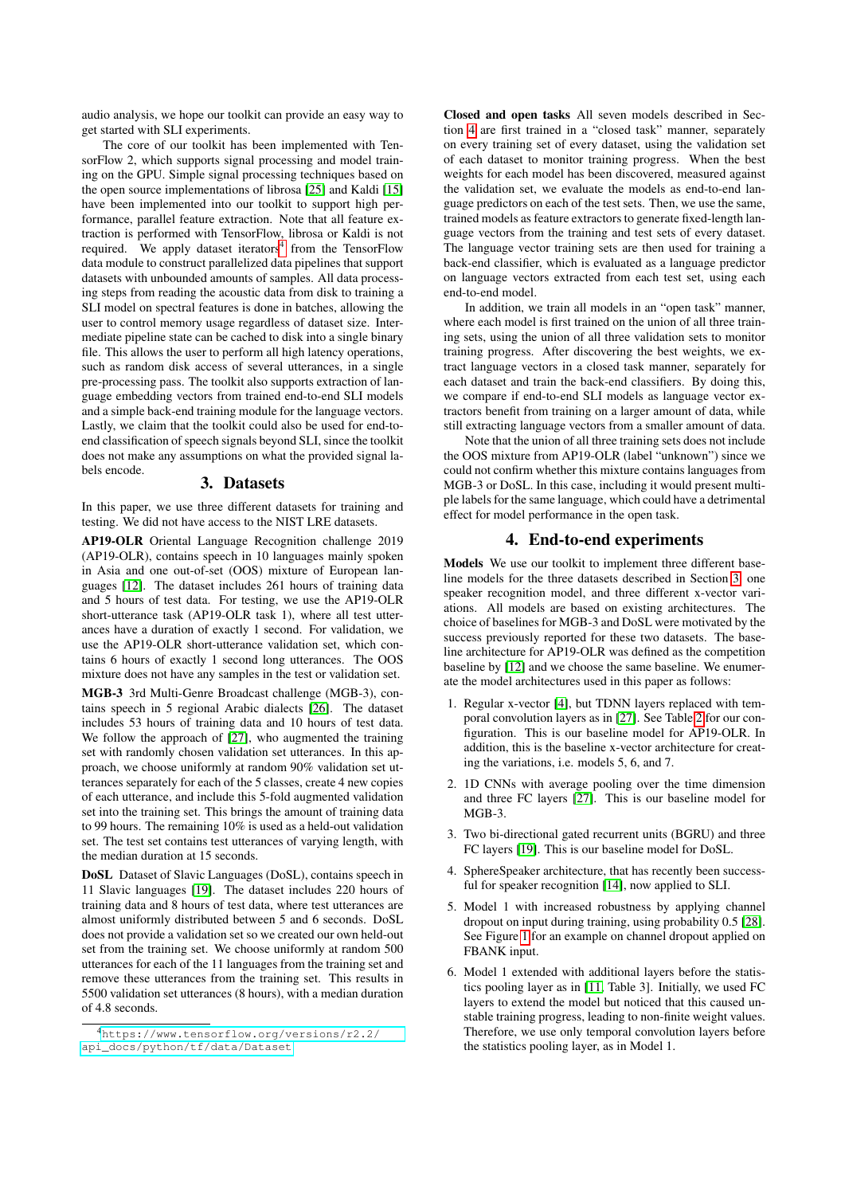audio analysis, we hope our toolkit can provide an easy way to get started with SLI experiments.

The core of our toolkit has been implemented with TensorFlow 2, which supports signal processing and model training on the GPU. Simple signal processing techniques based on the open source implementations of librosa [25] and Kaldi [15] have been implemented into our toolkit to support high performance, parallel feature extraction. Note that all feature extraction is performed with TensorFlow, librosa or Kaldi is not required. We apply dataset iterators[4] from the TensorFlow data module to construct parallelized data pipelines that support datasets with unbounded amounts of samples. All data processing steps from reading the acoustic data from disk to training a SLI model on spectral features is done in batches, allowing the user to control memory usage regardless of dataset size. Intermediate pipeline state can be cached to a single binary file. This allows the user to perform all high latency operations, such as random disk access of several utterances, in a single pre-processing pass. The toolkit also supports extraction of language embedding vectors from trained end-to-end SLI models and a simple back-end training module for the language vectors. Lastly, we claim that the toolkit could also be used for end-to-end classification of speech signals beyond SLI, since the toolkit does not make any assumptions on what the provided signal labels encode.

## 3. Datasets

In this paper, we use three different datasets for training and testing. We did not have access to the NIST LRE datasets.

**AP19-OLR** Oriental Language Recognition challenge 2019 (AP19-OLR), contains speech in 10 languages mainly spoken in Asia and one out-of-set (OOS) mixture of European languages [12]. The dataset includes 261 hours of training data and 5 hours of test data. For testing, we use the AP19-OLR short-utterance task (AP19-OLR task 1), where all test utterances have a duration of exactly 1 second. For validation, we use the AP19-OLR short-utterance validation set, which contains 6 hours of exactly 1 second long utterances. The OOS mixture does not have any samples in the test or validation set.

**MGB-3** 3rd Multi-Genre Broadcast challenge (MGB-3), contains speech in 5 regional Arabic dialects [26]. The dataset includes 53 hours of training data and 10 hours of test data. We follow the approach of [27], who augmented the training set with randomly chosen validation set utterances. In this approach, we choose uniformly at random 90% validation set utterances separately for each of the 5 classes, create 4 new copies of each utterance, and include this 5-fold augmented validation set into the training set. This brings the amount of training data to 99 hours. The remaining 10% is used as a held-out validation set. The test set contains test utterances of varying length, with the median duration at 15 seconds.

**DoSL** Dataset of Slavic Languages (DoSL), contains speech in 11 Slavic languages [19]. The dataset includes 220 hours of training data and 8 hours of test data, where test utterances are almost uniformly distributed between 5 and 6 seconds. DoSL does not provide a validation set so we created our own held-out set from the training set. We choose uniformly at random 500 utterances for each of the 11 languages from the training set and remove these utterances from the training set. This results in 5500 validation set utterances (8 hours), with a median duration of 4.8 seconds.

[4] https://www.tensorflow.org/versions/r2.2/api_docs/python/tf/data/Dataset

**Closed and open tasks** All seven models described in Section 4 are first trained in a "closed task" manner, separately on every training set of every dataset, using the validation set of each dataset to monitor training progress. When the best weights for each model has been discovered, measured against the validation set, we evaluate the models as end-to-end language predictors on each of the test sets. Then, we use the same, trained models as feature extractors to generate fixed-length language vectors from the training and test sets of every dataset. The language vector training sets are then used for training a back-end classifier, which is evaluated as a language predictor on language vectors extracted from each test set, using each end-to-end model.

In addition, we train all models in an "open task" manner, where each model is first trained on the union of all three training sets, using the union of all three validation sets to monitor training progress. After discovering the best weights, we extract language vectors in a closed task manner, separately for each dataset and train the back-end classifiers. By doing this, we compare if end-to-end SLI models as language vector extractors benefit from training on a larger amount of data, while still extracting language vectors from a smaller amount of data.

Note that the union of all three training sets does not include the OOS mixture from AP19-OLR (label "unknown") since we could not confirm whether this mixture contains languages from MGB-3 or DoSL. In this case, including it would present multiple labels for the same language, which could have a detrimental effect for model performance in the open task.

## 4. End-to-end experiments

**Models** We use our toolkit to implement three different baseline models for the three datasets described in Section 3, one speaker recognition model, and three different x-vector variations. All models are based on existing architectures. The choice of baselines for MGB-3 and DoSL were motivated by the success previously reported for these two datasets. The baseline architecture for AP19-OLR was defined as the competition baseline by [12] and we choose the same baseline. We enumerate the model architectures used in this paper as follows:

1. Regular x-vector [4], but TDNN layers replaced with temporal convolution layers as in [27]. See Table 2 for our configuration. This is our baseline model for AP19-OLR. In addition, this is the baseline x-vector architecture for creating the variations, i.e. models 5, 6, and 7.
2. 1D CNNs with average pooling over the time dimension and three FC layers [27]. This is our baseline model for MGB-3.
3. Two bi-directional gated recurrent units (BGRU) and three FC layers [19]. This is our baseline model for DoSL.
4. SphereSpeaker architecture, that has recently been successful for speaker recognition [14], now applied to SLI.
5. Model 1 with increased robustness by applying channel dropout on input during training, using probability 0.5 [28]. See Figure 1 for an example on channel dropout applied on FBANK input.
6. Model 1 extended with additional layers before the statistics pooling layer as in [11, Table 3]. Initially, we used FC layers to extend the model but noticed that this caused unstable training progress, leading to non-finite weight values. Therefore, we use only temporal convolution layers before the statistics pooling layer, as in Model 1.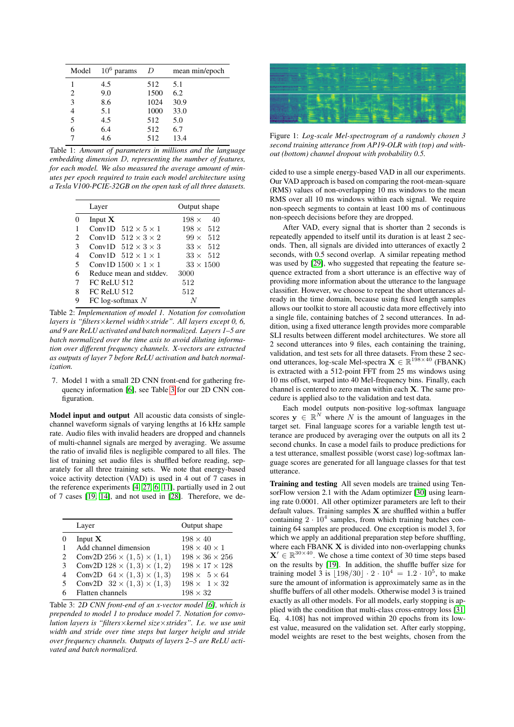| Model | $10^6$ params | $D$ | mean min/epoch |
|---|---|---|---|
| 1 | 4.5 | 512 | 5.1 |
| 2 | 9.0 | 1500 | 6.2 |
| 3 | 8.6 | 1024 | 30.9 |
| 4 | 5.1 | 1000 | 33.0 |
| 5 | 4.5 | 512 | 5.0 |
| 6 | 6.4 | 512 | 6.7 |
| 7 | 4.6 | 512 | 13.4 |

Table 1: *Amount of parameters in millions and the language embedding dimension $D$, representing the number of features, for each model. We also measured the average amount of minutes per epoch required to train each model architecture using a Tesla V100-PCIE-32GB on the open task of all three datasets.*

| | Layer | Output shape |
|---|---|---|
| 0 | Input $\mathbf{X}$ | $198 \times 40$ |
| 1 | Conv1D $512 \times 5 \times 1$ | $198 \times 512$ |
| 2 | Conv1D $512 \times 3 \times 2$ | $99 \times 512$ |
| 3 | Conv1D $512 \times 3 \times 3$ | $33 \times 512$ |
| 4 | Conv1D $512 \times 1 \times 1$ | $33 \times 512$ |
| 5 | Conv1D $1500 \times 1 \times 1$ | $33 \times 1500$ |
| 6 | Reduce mean and stddev. | 3000 |
| 7 | FC ReLU 512 | 512 |
| 8 | FC ReLU 512 | 512 |
| 9 | FC log-softmax $N$ | $N$ |

Table 2: *Implementation of model 1. Notation for convolution layers is "filters×kernel width×stride". All layers except 0, 6, and 9 are ReLU activated and batch normalized. Layers 1–5 are batch normalized over the time axis to avoid diluting information over different frequency channels. X-vectors are extracted as outputs of layer 7 before ReLU activation and batch normalization.*

7. Model 1 with a small 2D CNN front-end for gathering frequency information [6], see Table 3 for our 2D CNN configuration.

**Model input and output** All acoustic data consists of single-channel waveform signals of varying lengths at 16 kHz sample rate. Audio files with invalid headers are dropped and channels of multi-channel signals are merged by averaging. We assume the ratio of invalid files is negligible compared to all files. The list of training set audio files is shuffled before reading, separately for all three training sets. We note that energy-based voice activity detection (VAD) is used in 4 out of 7 cases in the reference experiments [4, 27, 6, 11], partially used in 2 out of 7 cases [19, 14], and not used in [28]. Therefore, we decided to use a simple energy-based VAD in all our experiments. Our VAD approach is based on comparing the root-mean-square (RMS) values of non-overlapping 10 ms windows to the mean RMS over all 10 ms windows within each signal. We require non-speech segments to contain at least 100 ms of continuous non-speech decisions before they are dropped.

| | Layer | Output shape |
|---|---|---|
| 0 | Input $\mathbf{X}$ | $198 \times 40$ |
| 1 | Add channel dimension | $198 \times 40 \times 1$ |
| 2 | Conv2D $256 \times (1,5) \times (1,1)$ | $198 \times 36 \times 256$ |
| 3 | Conv2D $128 \times (1,3) \times (1,2)$ | $198 \times 17 \times 128$ |
| 4 | Conv2D $64 \times (1,3) \times (1,3)$ | $198 \times 5 \times 64$ |
| 5 | Conv2D $32 \times (1,3) \times (1,3)$ | $198 \times 1 \times 32$ |
| 6 | Flatten channels | $198 \times 32$ |

Table 3: *2D CNN front-end of an x-vector model [6], which is prepended to model 1 to produce model 7. Notation for convolution layers is "filters×kernel size×strides". I.e. we use unit width and stride over time steps but larger height and stride over frequency channels. Outputs of layers 2–5 are ReLU activated and batch normalized.*

Figure 1: *Log-scale Mel-spectrogram of a randomly chosen 3 second training utterance from AP19-OLR with (top) and without (bottom) channel dropout with probability 0.5.*

After VAD, every signal that is shorter than 2 seconds is repeatedly appended to itself until its duration is at least 2 seconds. Then, all signals are divided into utterances of exactly 2 seconds, with 0.5 second overlap. A similar repeating method was used by [29], who suggested that repeating the feature sequence extracted from a short utterance is an effective way of providing more information about the utterance to the language classifier. However, we choose to repeat the short utterances already in the time domain, because using fixed length samples allows our toolkit to store all acoustic data more effectively into a single file, containing batches of 2 second utterances. In addition, using a fixed utterance length provides more comparable SLI results between different model architectures. We store all 2 second utterances into 9 files, each containing the training, validation, and test sets for all three datasets. From these 2 second utterances, log-scale Mel-spectra $\mathbf{X} \in \mathbb{R}^{198\times 40}$ (FBANK) is extracted with a 512-point FFT from 25 ms windows using 10 ms offset, warped into 40 Mel-frequency bins. Finally, each channel is centered to zero mean within each $\mathbf{X}$. The same procedure is applied also to the validation and test data.

Each model outputs non-positive log-softmax language scores $\mathbf{y} \in \mathbb{R}^N$ where $N$ is the amount of languages in the target set. Final language scores for a variable length test utterance are produced by averaging over the outputs on all its 2 second chunks. In case a model fails to produce predictions for a test utterance, smallest possible (worst case) log-softmax language scores are generated for all language classes for that test utterance.

**Training and testing** All seven models are trained using TensorFlow version 2.1 with the Adam optimizer [30] using learning rate 0.0001. All other optimizer parameters are left to their default values. Training samples $\mathbf{X}$ are shuffled within a buffer containing $2 \cdot 10^4$ samples, from which training batches containing 64 samples are produced. One exception is model 3, for which we apply an additional preparation step before shuffling, where each FBANK $\mathbf{X}$ is divided into non-overlapping chunks $\mathbf{X}' \in \mathbb{R}^{30\times 40}$. We chose a time context of 30 time steps based on the results by [19]. In addition, the shuffle buffer size for training model 3 is $\lfloor 198/30 \rfloor \cdot 2 \cdot 10^4 = 1.2 \cdot 10^5$, to make sure the amount of information is approximately same as in the shuffle buffers of all other models. Otherwise model 3 is trained exactly as all other models. For all models, early stopping is applied with the condition that multi-class cross-entropy loss [31, Eq. 4.108] has not improved within 20 epochs from its lowest value, measured on the validation set. After early stopping, model weights are reset to the best weights, chosen from the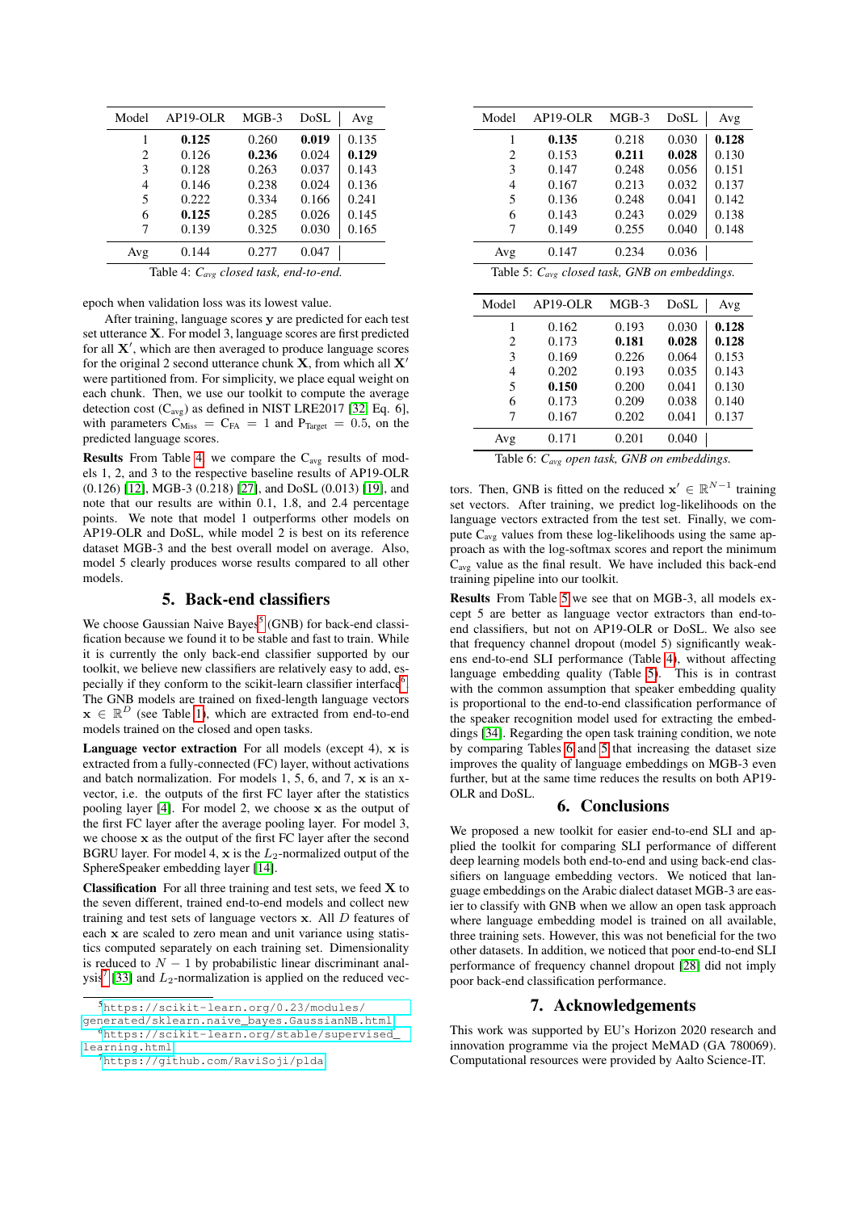| Model | AP19-OLR | MGB-3 | DoSL | Avg |
|---|---|---|---|---|
| 1 | **0.125** | 0.260 | **0.019** | 0.135 |
| 2 | 0.126 | **0.236** | 0.024 | **0.129** |
| 3 | 0.128 | 0.263 | 0.037 | 0.143 |
| 4 | 0.146 | 0.238 | 0.024 | 0.136 |
| 5 | 0.222 | 0.334 | 0.166 | 0.241 |
| 6 | **0.125** | 0.285 | 0.026 | 0.145 |
| 7 | 0.139 | 0.325 | 0.030 | 0.165 |
| Avg | 0.144 | 0.277 | 0.047 | |

Table 4: *$C_{avg}$ closed task, end-to-end.*

epoch when validation loss was its lowest value.

After training, language scores $\mathbf{y}$ are predicted for each test set utterance $\mathbf{X}$. For model 3, language scores are first predicted for all $\mathbf{X}'$, which are then averaged to produce language scores for the original 2 second utterance chunk $\mathbf{X}$, from which all $\mathbf{X}'$ were partitioned from. For simplicity, we place equal weight on each chunk. Then, we use our toolkit to compute the average detection cost ($\mathrm{C_{avg}}$) as defined in NIST LRE2017 [32, Eq. 6], with parameters $\mathrm{C_{Miss}} = \mathrm{C_{FA}} = 1$ and $\mathrm{P_{Target}} = 0.5$, on the predicted language scores.

**Results** From Table 4, we compare the $\mathrm{C_{avg}}$ results of models 1, 2, and 3 to the respective baseline results of AP19-OLR (0.126) [12], MGB-3 (0.218) [27], and DoSL (0.013) [19], and note that our results are within 0.1, 1.8, and 2.4 percentage points. We note that model 1 outperforms other models on AP19-OLR and DoSL, while model 2 is best on its reference dataset MGB-3 and the best overall model on average. Also, model 5 clearly produces worse results compared to all other models.

## 5. Back-end classifiers

We choose Gaussian Naive Bayes[5] (GNB) for back-end classification because we found it to be stable and fast to train. While it is currently the only back-end classifier supported by our toolkit, we believe new classifiers are relatively easy to add, especially if they conform to the scikit-learn classifier interface[6]. The GNB models are trained on fixed-length language vectors $\mathbf{x} \in \mathbb{R}^D$ (see Table 1), which are extracted from end-to-end models trained on the closed and open tasks.

**Language vector extraction** For all models (except 4), $\mathbf{x}$ is extracted from a fully-connected (FC) layer, without activations and batch normalization. For models 1, 5, 6, and 7, $\mathbf{x}$ is an x-vector, i.e. the outputs of the first FC layer after the statistics pooling layer [4]. For model 2, we choose $\mathbf{x}$ as the output of the first FC layer after the average pooling layer. For model 3, we choose $\mathbf{x}$ as the output of the first FC layer after the second BGRU layer. For model 4, $\mathbf{x}$ is the $L_2$-normalized output of the SphereSpeaker embedding layer [14].

**Classification** For all three training and test sets, we feed $\mathbf{X}$ to the seven different, trained end-to-end models and collect new training and test sets of language vectors $\mathbf{x}$. All $D$ features of each $\mathbf{x}$ are scaled to zero mean and unit variance using statistics computed separately on each training set. Dimensionality is reduced to $N - 1$ by probabilistic linear discriminant analysis[7] [33] and $L_2$-normalization is applied on the reduced vectors. Then, GNB is fitted on the reduced $\mathbf{x}' \in \mathbb{R}^{N-1}$ training set vectors. After training, we predict log-likelihoods on the language vectors extracted from the test set. Finally, we compute $\mathrm{C_{avg}}$ values from these log-likelihoods using the same approach as with the log-softmax scores and report the minimum $\mathrm{C_{avg}}$ value as the final result. We have included this back-end training pipeline into our toolkit.

[5] https://scikit-learn.org/0.23/modules/generated/sklearn.naive_bayes.GaussianNB.html

[6] https://scikit-learn.org/stable/supervised_learning.html

[7] https://github.com/RaviSoji/plda

| Model | AP19-OLR | MGB-3 | DoSL | Avg |
|---|---|---|---|---|
| 1 | **0.135** | 0.218 | 0.030 | **0.128** |
| 2 | 0.153 | **0.211** | **0.028** | 0.130 |
| 3 | 0.147 | 0.248 | 0.056 | 0.151 |
| 4 | 0.167 | 0.213 | 0.032 | 0.137 |
| 5 | 0.136 | 0.248 | 0.041 | 0.142 |
| 6 | 0.143 | 0.243 | 0.029 | 0.138 |
| 7 | 0.149 | 0.255 | 0.040 | 0.148 |
| Avg | 0.147 | 0.234 | 0.036 | |

Table 5: *$C_{avg}$ closed task, GNB on embeddings.*

| Model | AP19-OLR | MGB-3 | DoSL | Avg |
|---|---|---|---|---|
| 1 | 0.162 | 0.193 | 0.030 | **0.128** |
| 2 | 0.173 | **0.181** | **0.028** | **0.128** |
| 3 | 0.169 | 0.226 | 0.064 | 0.153 |
| 4 | 0.202 | 0.193 | 0.035 | 0.143 |
| 5 | **0.150** | 0.200 | 0.041 | 0.130 |
| 6 | 0.173 | 0.209 | 0.038 | 0.140 |
| 7 | 0.167 | 0.202 | 0.041 | 0.137 |
| Avg | 0.171 | 0.201 | 0.040 | |

Table 6: *$C_{avg}$ open task, GNB on embeddings.*

**Results** From Table 5 we see that on MGB-3, all models except 5 are better as language vector extractors than end-to-end classifiers, but not on AP19-OLR or DoSL. We also see that frequency channel dropout (model 5) significantly weakens end-to-end SLI performance (Table 4), without affecting language embedding quality (Table 5). This is in contrast with the common assumption that speaker embedding quality is proportional to the end-to-end classification performance of the speaker recognition model used for extracting the embeddings [34]. Regarding the open task training condition, we note by comparing Tables 6 and 5 that increasing the dataset size improves the quality of language embeddings on MGB-3 even further, but at the same time reduces the results on both AP19-OLR and DoSL.

## 6. Conclusions

We proposed a new toolkit for easier end-to-end SLI and applied the toolkit for comparing SLI performance of different deep learning models both end-to-end and using back-end classifiers on language embedding vectors. We noticed that language embeddings on the Arabic dialect dataset MGB-3 are easier to classify with GNB when we allow an open task approach where language embedding model is trained on all available, three training sets. However, this was not beneficial for the two other datasets. In addition, we noticed that poor end-to-end SLI performance of frequency channel dropout [28] did not imply poor back-end classification performance.

## 7. Acknowledgements

This work was supported by EU's Horizon 2020 research and innovation programme via the project MeMAD (GA 780069). Computational resources were provided by Aalto Science-IT.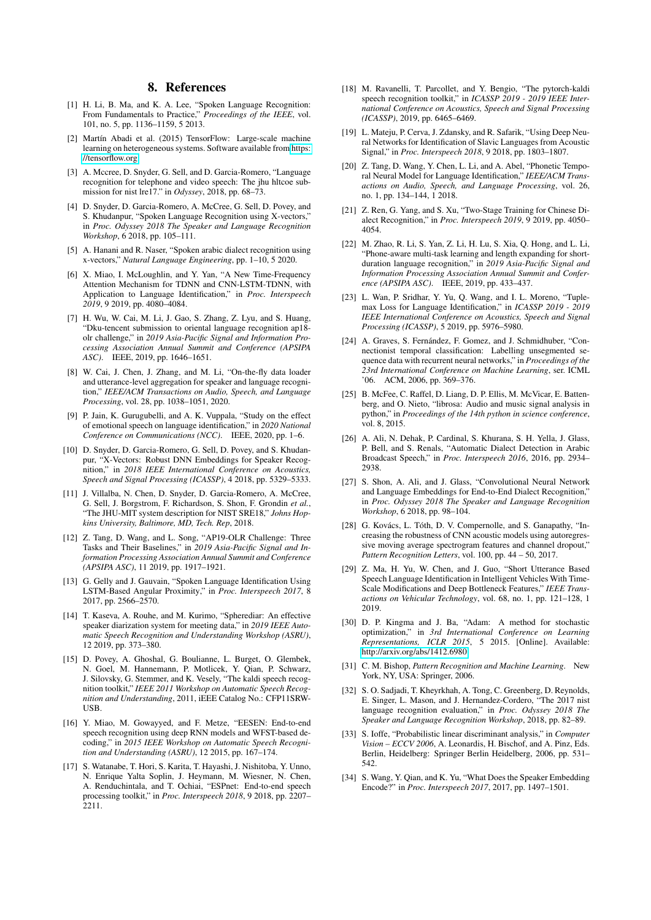## 8. References

[1] H. Li, B. Ma, and K. A. Lee, "Spoken Language Recognition: From Fundamentals to Practice," *Proceedings of the IEEE*, vol. 101, no. 5, pp. 1136–1159, 5 2013.

[2] Martín Abadi et al. (2015) TensorFlow: Large-scale machine learning on heterogeneous systems. Software available from https://tensorflow.org.

[3] A. Mccree, D. Snyder, G. Sell, and D. Garcia-Romero, "Language recognition for telephone and video speech: The jhu hltcoe submission for nist lre17." in *Odyssey*, 2018, pp. 68–73.

[4] D. Snyder, D. Garcia-Romero, A. McCree, G. Sell, D. Povey, and S. Khudanpur, "Spoken Language Recognition using X-vectors," in *Proc. Odyssey 2018 The Speaker and Language Recognition Workshop*, 6 2018, pp. 105–111.

[5] A. Hanani and R. Naser, "Spoken arabic dialect recognition using x-vectors," *Natural Language Engineering*, pp. 1–10, 5 2020.

[6] X. Miao, I. McLoughlin, and Y. Yan, "A New Time-Frequency Attention Mechanism for TDNN and CNN-LSTM-TDNN, with Application to Language Identification," in *Proc. Interspeech 2019*, 9 2019, pp. 4080–4084.

[7] H. Wu, W. Cai, M. Li, J. Gao, S. Zhang, Z. Lyu, and S. Huang, "Dku-tencent submission to oriental language recognition ap18-olr challenge," in *2019 Asia-Pacific Signal and Information Processing Association Annual Summit and Conference (APSIPA ASC)*. IEEE, 2019, pp. 1646–1651.

[8] W. Cai, J. Chen, J. Zhang, and M. Li, "On-the-fly data loader and utterance-level aggregation for speaker and language recognition," *IEEE/ACM Transactions on Audio, Speech, and Language Processing*, vol. 28, pp. 1038–1051, 2020.

[9] P. Jain, K. Gurugubelli, and A. K. Vuppala, "Study on the effect of emotional speech on language identification," in *2020 National Conference on Communications (NCC)*. IEEE, 2020, pp. 1–6.

[10] D. Snyder, D. Garcia-Romero, G. Sell, D. Povey, and S. Khudanpur, "X-Vectors: Robust DNN Embeddings for Speaker Recognition," in *2018 IEEE International Conference on Acoustics, Speech and Signal Processing (ICASSP)*, 4 2018, pp. 5329–5333.

[11] J. Villalba, N. Chen, D. Snyder, D. Garcia-Romero, A. McCree, G. Sell, J. Borgstrom, F. Richardson, S. Shon, F. Grondin *et al.*, "The JHU-MIT system description for NIST SRE18," *Johns Hopkins University, Baltimore, MD, Tech. Rep*, 2018.

[12] Z. Tang, D. Wang, and L. Song, "AP19-OLR Challenge: Three Tasks and Their Baselines," in *2019 Asia-Pacific Signal and Information Processing Association Annual Summit and Conference (APSIPA ASC)*, 11 2019, pp. 1917–1921.

[13] G. Gelly and J. Gauvain, "Spoken Language Identification Using LSTM-Based Angular Proximity," in *Proc. Interspeech 2017*, 8 2017, pp. 2566–2570.

[14] T. Kaseva, A. Rouhe, and M. Kurimo, "Spherediar: An effective speaker diarization system for meeting data," in *2019 IEEE Automatic Speech Recognition and Understanding Workshop (ASRU)*, 12 2019, pp. 373–380.

[15] D. Povey, A. Ghoshal, G. Boulianne, L. Burget, O. Glembek, N. Goel, M. Hannemann, P. Motlicek, Y. Qian, P. Schwarz, J. Silovsky, G. Stemmer, and K. Vesely, "The kaldi speech recognition toolkit," *IEEE 2011 Workshop on Automatic Speech Recognition and Understanding*, 2011, iEEE Catalog No.: CFP11SRW-USB.

[16] Y. Miao, M. Gowayyed, and F. Metze, "EESEN: End-to-end speech recognition using deep RNN models and WFST-based decoding," in *2015 IEEE Workshop on Automatic Speech Recognition and Understanding (ASRU)*, 12 2015, pp. 167–174.

[17] S. Watanabe, T. Hori, S. Karita, T. Hayashi, J. Nishitoba, Y. Unno, N. Enrique Yalta Soplin, J. Heymann, M. Wiesner, N. Chen, A. Renduchintala, and T. Ochiai, "ESPnet: End-to-end speech processing toolkit," in *Proc. Interspeech 2018*, 9 2018, pp. 2207–2211.

[18] M. Ravanelli, T. Parcollet, and Y. Bengio, "The pytorch-kaldi speech recognition toolkit," in *ICASSP 2019 - 2019 IEEE International Conference on Acoustics, Speech and Signal Processing (ICASSP)*, 2019, pp. 6465–6469.

[19] L. Mateju, P. Cerva, J. Zdansky, and R. Safarik, "Using Deep Neural Networks for Identification of Slavic Languages from Acoustic Signal," in *Proc. Interspeech 2018*, 9 2018, pp. 1803–1807.

[20] Z. Tang, D. Wang, Y. Chen, L. Li, and A. Abel, "Phonetic Temporal Neural Model for Language Identification," *IEEE/ACM Transactions on Audio, Speech, and Language Processing*, vol. 26, no. 1, pp. 134–144, 1 2018.

[21] Z. Ren, G. Yang, and S. Xu, "Two-Stage Training for Chinese Dialect Recognition," in *Proc. Interspeech 2019*, 9 2019, pp. 4050–4054.

[22] M. Zhao, R. Li, S. Yan, Z. Li, H. Lu, S. Xia, Q. Hong, and L. Li, "Phone-aware multi-task learning and length expanding for short-duration language recognition," in *2019 Asia-Pacific Signal and Information Processing Association Annual Summit and Conference (APSIPA ASC)*. IEEE, 2019, pp. 433–437.

[23] L. Wan, P. Sridhar, Y. Yu, Q. Wang, and I. L. Moreno, "Tuplemax Loss for Language Identification," in *ICASSP 2019 - 2019 IEEE International Conference on Acoustics, Speech and Signal Processing (ICASSP)*, 5 2019, pp. 5976–5980.

[24] A. Graves, S. Fernández, F. Gomez, and J. Schmidhuber, "Connectionist temporal classification: Labelling unsegmented sequence data with recurrent neural networks," in *Proceedings of the 23rd International Conference on Machine Learning*, ser. ICML '06. ACM, 2006, pp. 369–376.

[25] B. McFee, C. Raffel, D. Liang, D. P. Ellis, M. McVicar, E. Battenberg, and O. Nieto, "librosa: Audio and music signal analysis in python," in *Proceedings of the 14th python in science conference*, vol. 8, 2015.

[26] A. Ali, N. Dehak, P. Cardinal, S. Khurana, S. H. Yella, J. Glass, P. Bell, and S. Renals, "Automatic Dialect Detection in Arabic Broadcast Speech," in *Proc. Interspeech 2016*, 2016, pp. 2934–2938.

[27] S. Shon, A. Ali, and J. Glass, "Convolutional Neural Network and Language Embeddings for End-to-End Dialect Recognition," in *Proc. Odyssey 2018 The Speaker and Language Recognition Workshop*, 6 2018, pp. 98–104.

[28] G. Kovács, L. Tóth, D. V. Compernolle, and S. Ganapathy, "Increasing the robustness of CNN acoustic models using autoregressive moving average spectrogram features and channel dropout," *Pattern Recognition Letters*, vol. 100, pp. 44 – 50, 2017.

[29] Z. Ma, H. Yu, W. Chen, and J. Guo, "Short Utterance Based Speech Language Identification in Intelligent Vehicles With Time-Scale Modifications and Deep Bottleneck Features," *IEEE Transactions on Vehicular Technology*, vol. 68, no. 1, pp. 121–128, 1 2019.

[30] D. P. Kingma and J. Ba, "Adam: A method for stochastic optimization," in *3rd International Conference on Learning Representations, ICLR 2015*, 5 2015. [Online]. Available: http://arxiv.org/abs/1412.6980

[31] C. M. Bishop, *Pattern Recognition and Machine Learning*. New York, NY, USA: Springer, 2006.

[32] S. O. Sadjadi, T. Kheyrkhah, A. Tong, C. Greenberg, D. Reynolds, E. Singer, L. Mason, and J. Hernandez-Cordero, "The 2017 nist language recognition evaluation," in *Proc. Odyssey 2018 The Speaker and Language Recognition Workshop*, 2018, pp. 82–89.

[33] S. Ioffe, "Probabilistic linear discriminant analysis," in *Computer Vision – ECCV 2006*, A. Leonardis, H. Bischof, and A. Pinz, Eds. Berlin, Heidelberg: Springer Berlin Heidelberg, 2006, pp. 531–542.

[34] S. Wang, Y. Qian, and K. Yu, "What Does the Speaker Embedding Encode?" in *Proc. Interspeech 2017*, 2017, pp. 1497–1501.